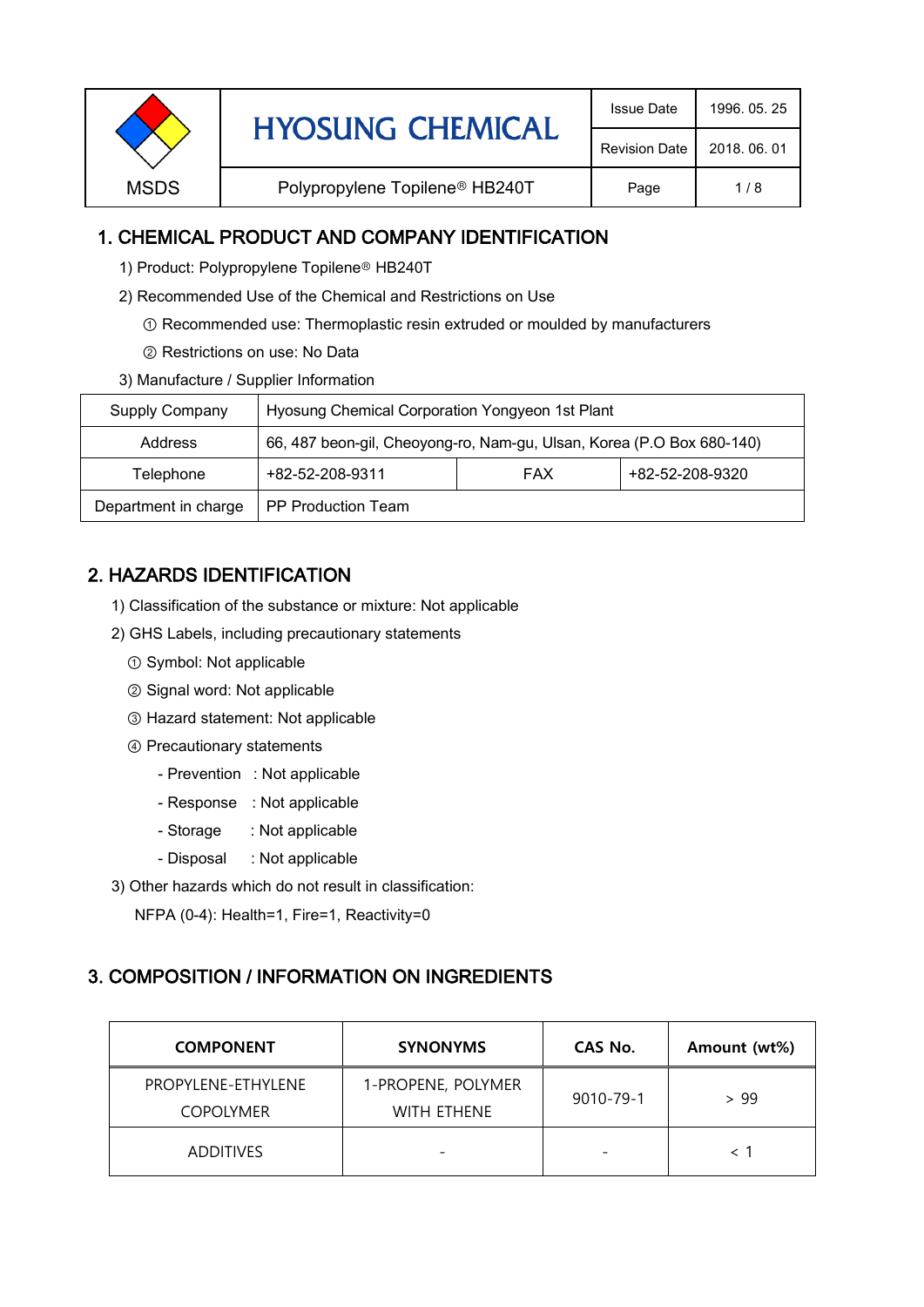| MSDS | HYOSUNG CHEMICAL | Issue Date | 1996. 05. 25 |
|---|---|---|---|
| | | Revision Date | 2018. 06. 01 |
| | Polypropylene Topilene® HB240T | | |

## 1. CHEMICAL PRODUCT AND COMPANY IDENTIFICATION

1) Product: Polypropylene Topilene® HB240T

2) Recommended Use of the Chemical and Restrictions on Use

① Recommended use: Thermoplastic resin extruded or moulded by manufacturers

② Restrictions on use: No Data

3) Manufacture / Supplier Information

| Supply Company | Hyosung Chemical Corporation Yongyeon 1st Plant | | |
|---|---|---|---|
| Address | 66, 487 beon-gil, Cheoyong-ro, Nam-gu, Ulsan, Korea (P.O Box 680-140) | | |
| Telephone | +82-52-208-9311 | FAX | +82-52-208-9320 |
| Department in charge | PP Production Team | | |

## 2. HAZARDS IDENTIFICATION

1) Classification of the substance or mixture: Not applicable

2) GHS Labels, including precautionary statements

① Symbol: Not applicable

② Signal word: Not applicable

③ Hazard statement: Not applicable

④ Precautionary statements

- Prevention : Not applicable
- Response : Not applicable
- Storage : Not applicable
- Disposal : Not applicable

3) Other hazards which do not result in classification:

NFPA (0-4): Health=1, Fire=1, Reactivity=0

## 3. COMPOSITION / INFORMATION ON INGREDIENTS

| COMPONENT | SYNONYMS | CAS No. | Amount (wt%) |
|---|---|---|---|
| PROPYLENE-ETHYLENE COPOLYMER | 1-PROPENE, POLYMER WITH ETHENE | 9010-79-1 | > 99 |
| ADDITIVES | - | - | < 1 |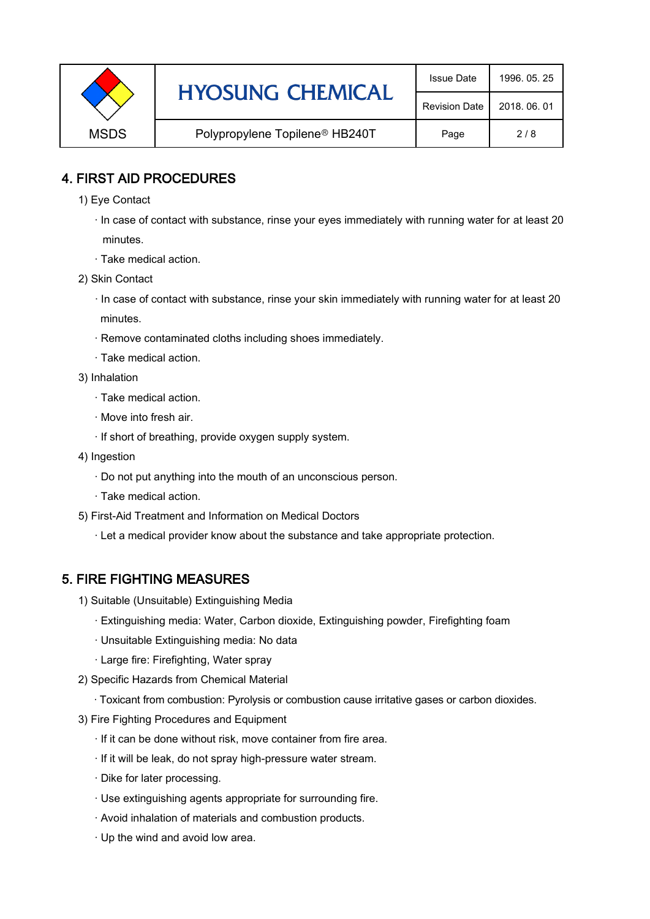## 4. FIRST AID PROCEDURES

1) Eye Contact

· In case of contact with substance, rinse your eyes immediately with running water for at least 20 minutes.

· Take medical action.

2) Skin Contact

· In case of contact with substance, rinse your skin immediately with running water for at least 20 minutes.

· Remove contaminated cloths including shoes immediately.

· Take medical action.

3) Inhalation

· Take medical action.

· Move into fresh air.

· If short of breathing, provide oxygen supply system.

4) Ingestion

· Do not put anything into the mouth of an unconscious person.

· Take medical action.

5) First-Aid Treatment and Information on Medical Doctors

· Let a medical provider know about the substance and take appropriate protection.

## 5. FIRE FIGHTING MEASURES

1) Suitable (Unsuitable) Extinguishing Media

· Extinguishing media: Water, Carbon dioxide, Extinguishing powder, Firefighting foam

· Unsuitable Extinguishing media: No data

· Large fire: Firefighting, Water spray

2) Specific Hazards from Chemical Material

· Toxicant from combustion: Pyrolysis or combustion cause irritative gases or carbon dioxides.

3) Fire Fighting Procedures and Equipment

· If it can be done without risk, move container from fire area.

· If it will be leak, do not spray high-pressure water stream.

· Dike for later processing.

· Use extinguishing agents appropriate for surrounding fire.

· Avoid inhalation of materials and combustion products.

· Up the wind and avoid low area.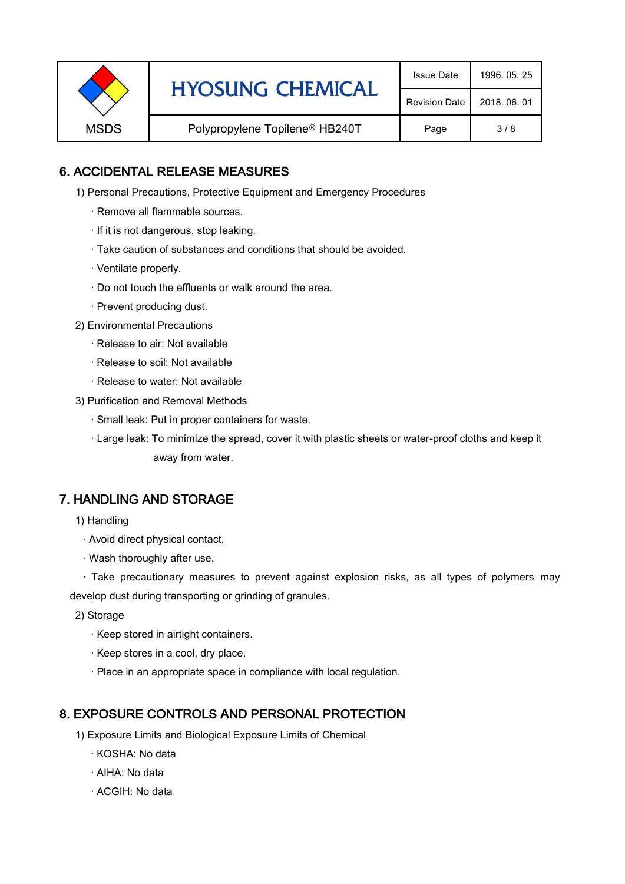## 6. ACCIDENTAL RELEASE MEASURES

1) Personal Precautions, Protective Equipment and Emergency Procedures

- · Remove all flammable sources.
- · If it is not dangerous, stop leaking.
- · Take caution of substances and conditions that should be avoided.
- · Ventilate properly.
- · Do not touch the effluents or walk around the area.
- · Prevent producing dust.

2) Environmental Precautions

- · Release to air: Not available
- · Release to soil: Not available
- · Release to water: Not available

3) Purification and Removal Methods

- · Small leak: Put in proper containers for waste.
- · Large leak: To minimize the spread, cover it with plastic sheets or water-proof cloths and keep it away from water.

## 7. HANDLING AND STORAGE

1) Handling

- · Avoid direct physical contact.
- · Wash thoroughly after use.
- · Take precautionary measures to prevent against explosion risks, as all types of polymers may develop dust during transporting or grinding of granules.

2) Storage

- · Keep stored in airtight containers.
- · Keep stores in a cool, dry place.
- · Place in an appropriate space in compliance with local regulation.

## 8. EXPOSURE CONTROLS AND PERSONAL PROTECTION

1) Exposure Limits and Biological Exposure Limits of Chemical

- · KOSHA: No data
- · AIHA: No data
- · ACGIH: No data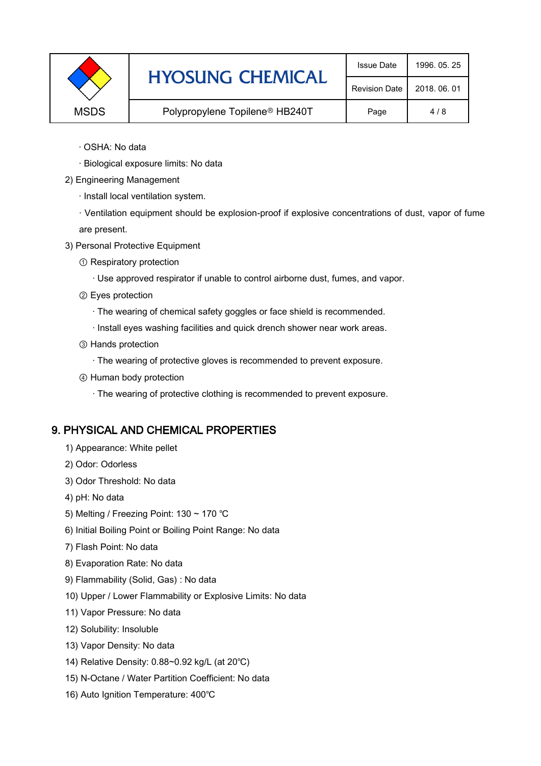· OSHA: No data

· Biological exposure limits: No data

2) Engineering Management

· Install local ventilation system.

· Ventilation equipment should be explosion-proof if explosive concentrations of dust, vapor of fume are present.

3) Personal Protective Equipment

① Respiratory protection

· Use approved respirator if unable to control airborne dust, fumes, and vapor.

② Eyes protection

· The wearing of chemical safety goggles or face shield is recommended.

· Install eyes washing facilities and quick drench shower near work areas.

③ Hands protection

· The wearing of protective gloves is recommended to prevent exposure.

④ Human body protection

· The wearing of protective clothing is recommended to prevent exposure.

## 9. PHYSICAL AND CHEMICAL PROPERTIES

1) Appearance: White pellet

2) Odor: Odorless

3) Odor Threshold: No data

4) pH: No data

5) Melting / Freezing Point: 130 ~ 170 ℃

6) Initial Boiling Point or Boiling Point Range: No data

7) Flash Point: No data

8) Evaporation Rate: No data

9) Flammability (Solid, Gas) : No data

10) Upper / Lower Flammability or Explosive Limits: No data

11) Vapor Pressure: No data

12) Solubility: Insoluble

13) Vapor Density: No data

14) Relative Density: 0.88~0.92 kg/L (at 20℃)

15) N-Octane / Water Partition Coefficient: No data

16) Auto Ignition Temperature: 400℃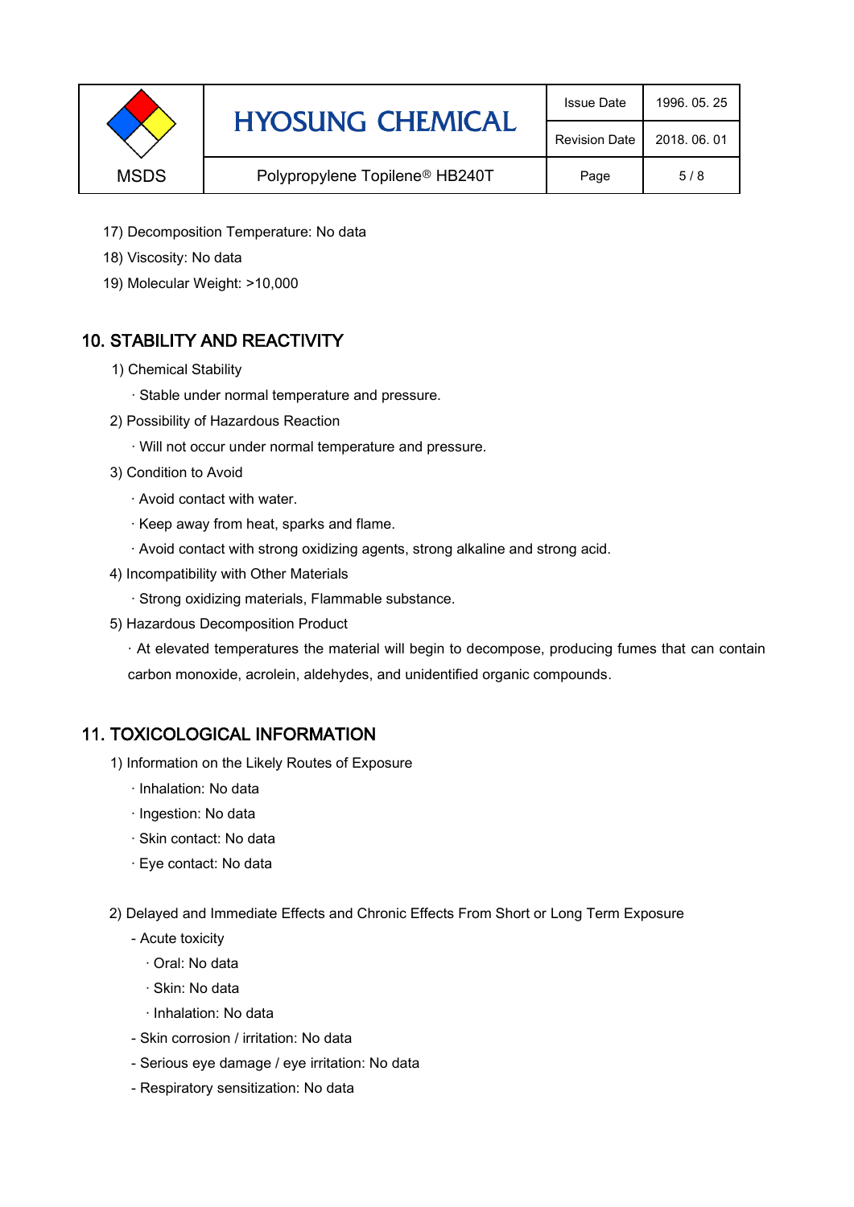17) Decomposition Temperature: No data

18) Viscosity: No data

19) Molecular Weight: >10,000

## 10. STABILITY AND REACTIVITY

1) Chemical Stability

· Stable under normal temperature and pressure.

2) Possibility of Hazardous Reaction

· Will not occur under normal temperature and pressure.

3) Condition to Avoid

· Avoid contact with water.

· Keep away from heat, sparks and flame.

· Avoid contact with strong oxidizing agents, strong alkaline and strong acid.

4) Incompatibility with Other Materials

· Strong oxidizing materials, Flammable substance.

5) Hazardous Decomposition Product

· At elevated temperatures the material will begin to decompose, producing fumes that can contain carbon monoxide, acrolein, aldehydes, and unidentified organic compounds.

## 11. TOXICOLOGICAL INFORMATION

1) Information on the Likely Routes of Exposure

· Inhalation: No data

· Ingestion: No data

· Skin contact: No data

· Eye contact: No data

2) Delayed and Immediate Effects and Chronic Effects From Short or Long Term Exposure

- Acute toxicity
  - · Oral: No data
  - · Skin: No data
  - · Inhalation: No data
- Skin corrosion / irritation: No data
- Serious eye damage / eye irritation: No data
- Respiratory sensitization: No data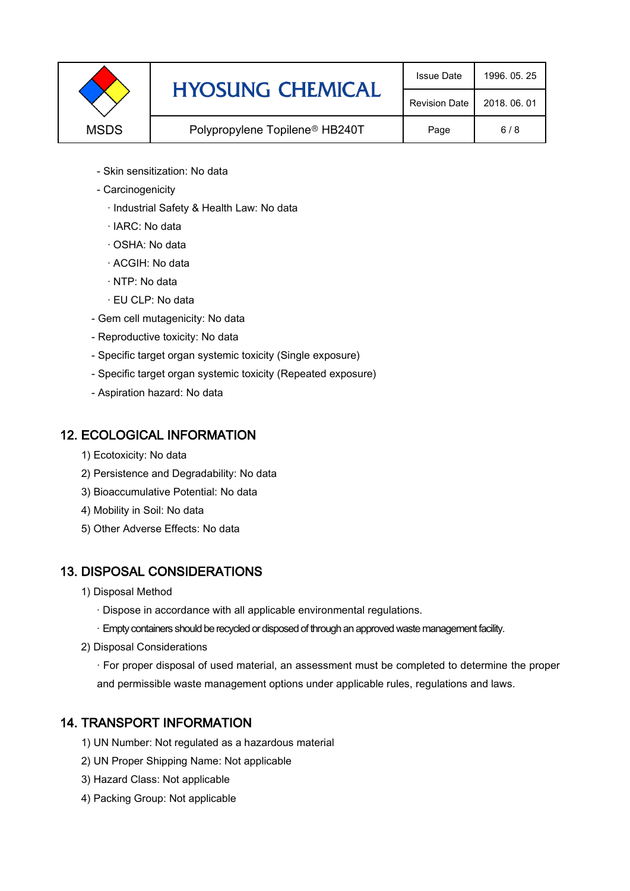- Skin sensitization: No data
- Carcinogenicity
  - · Industrial Safety & Health Law: No data
  - · IARC: No data
  - · OSHA: No data
  - · ACGIH: No data
  - · NTP: No data
  - · EU CLP: No data
- Gem cell mutagenicity: No data
- Reproductive toxicity: No data
- Specific target organ systemic toxicity (Single exposure)
- Specific target organ systemic toxicity (Repeated exposure)
- Aspiration hazard: No data

## 12. ECOLOGICAL INFORMATION

1) Ecotoxicity: No data
2) Persistence and Degradability: No data
3) Bioaccumulative Potential: No data
4) Mobility in Soil: No data
5) Other Adverse Effects: No data

## 13. DISPOSAL CONSIDERATIONS

1) Disposal Method
   - · Dispose in accordance with all applicable environmental regulations.
   - · Empty containers should be recycled or disposed of through an approved waste management facility.
2) Disposal Considerations
   - · For proper disposal of used material, an assessment must be completed to determine the proper and permissible waste management options under applicable rules, regulations and laws.

## 14. TRANSPORT INFORMATION

1) UN Number: Not regulated as a hazardous material
2) UN Proper Shipping Name: Not applicable
3) Hazard Class: Not applicable
4) Packing Group: Not applicable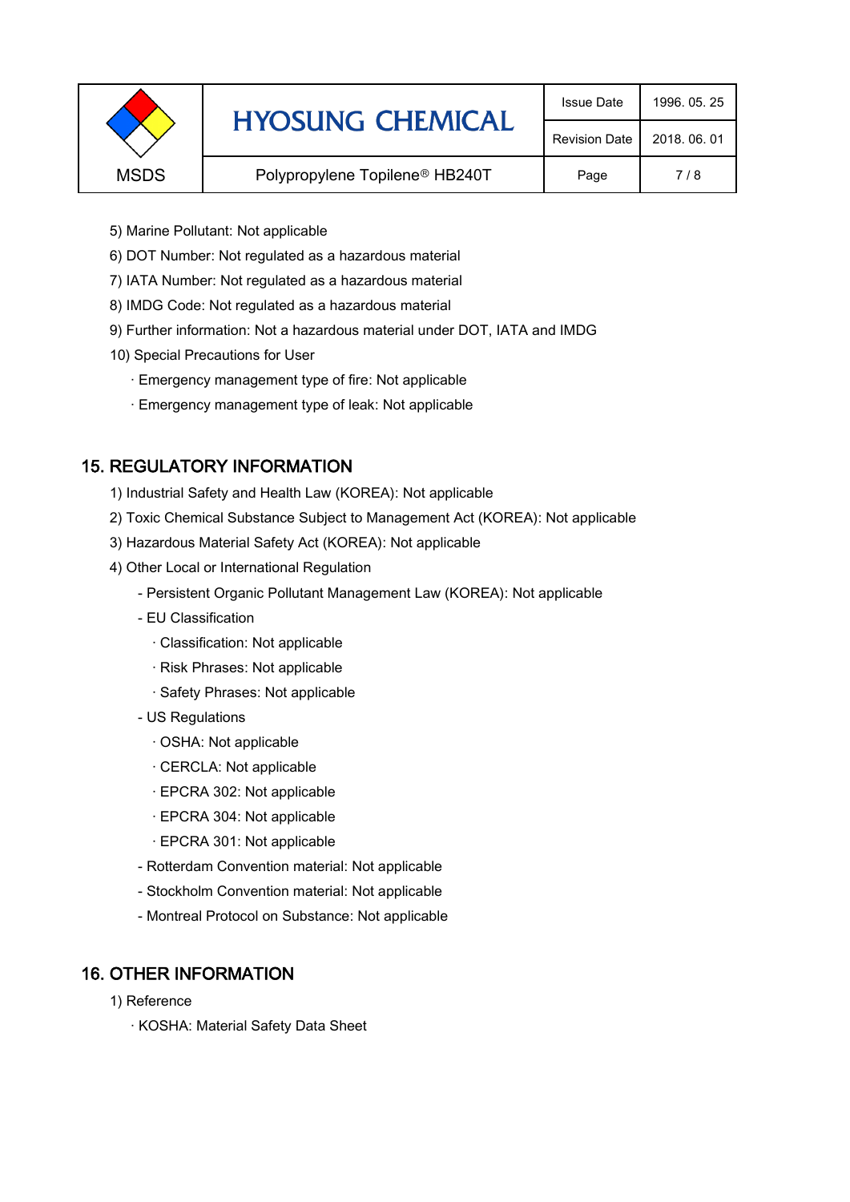5) Marine Pollutant: Not applicable

6) DOT Number: Not regulated as a hazardous material

7) IATA Number: Not regulated as a hazardous material

8) IMDG Code: Not regulated as a hazardous material

9) Further information: Not a hazardous material under DOT, IATA and IMDG

10) Special Precautions for User

· Emergency management type of fire: Not applicable

· Emergency management type of leak: Not applicable

## 15. REGULATORY INFORMATION

1) Industrial Safety and Health Law (KOREA): Not applicable

2) Toxic Chemical Substance Subject to Management Act (KOREA): Not applicable

3) Hazardous Material Safety Act (KOREA): Not applicable

4) Other Local or International Regulation

- Persistent Organic Pollutant Management Law (KOREA): Not applicable
- EU Classification
  - · Classification: Not applicable
  - · Risk Phrases: Not applicable
  - · Safety Phrases: Not applicable
- US Regulations
  - · OSHA: Not applicable
  - · CERCLA: Not applicable
  - · EPCRA 302: Not applicable
  - · EPCRA 304: Not applicable
  - · EPCRA 301: Not applicable
- Rotterdam Convention material: Not applicable
- Stockholm Convention material: Not applicable
- Montreal Protocol on Substance: Not applicable

## 16. OTHER INFORMATION

1) Reference

· KOSHA: Material Safety Data Sheet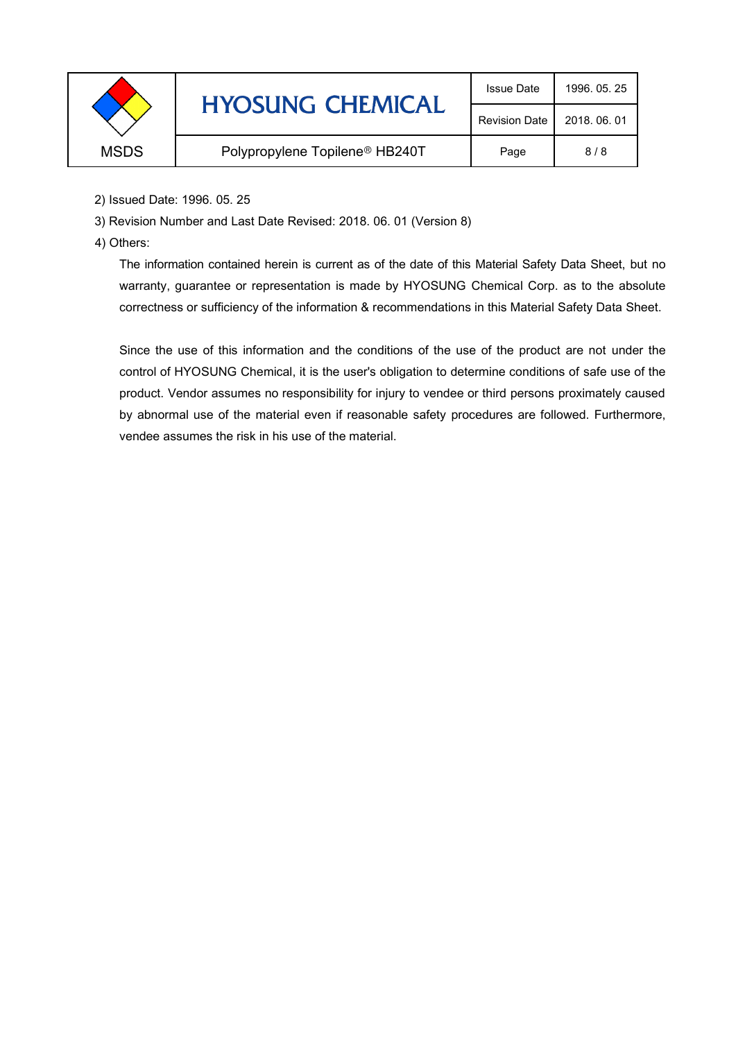2) Issued Date: 1996. 05. 25

3) Revision Number and Last Date Revised: 2018. 06. 01 (Version 8)

4) Others:

The information contained herein is current as of the date of this Material Safety Data Sheet, but no warranty, guarantee or representation is made by HYOSUNG Chemical Corp. as to the absolute correctness or sufficiency of the information & recommendations in this Material Safety Data Sheet.

Since the use of this information and the conditions of the use of the product are not under the control of HYOSUNG Chemical, it is the user's obligation to determine conditions of safe use of the product. Vendor assumes no responsibility for injury to vendee or third persons proximately caused by abnormal use of the material even if reasonable safety procedures are followed. Furthermore, vendee assumes the risk in his use of the material.